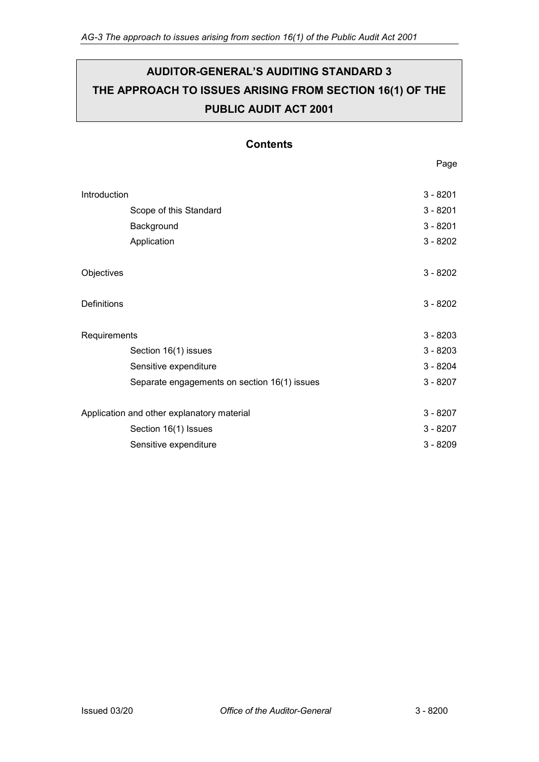# AUDITOR-GENERAL'S AUDITING STANDARD 3 THE APPROACH TO ISSUES ARISING FROM SECTION 16(1) OF THE PUBLIC AUDIT ACT 2001

## Contents

| | Page |
|---|---|
| Introduction | 3 - 8201 |
| Scope of this Standard | 3 - 8201 |
| Background | 3 - 8201 |
| Application | 3 - 8202 |
| Objectives | 3 - 8202 |
| Definitions | 3 - 8202 |
| Requirements | 3 - 8203 |
| Section 16(1) issues | 3 - 8203 |
| Sensitive expenditure | 3 - 8204 |
| Separate engagements on section 16(1) issues | 3 - 8207 |
| Application and other explanatory material | 3 - 8207 |
| Section 16(1) Issues | 3 - 8207 |
| Sensitive expenditure | 3 - 8209 |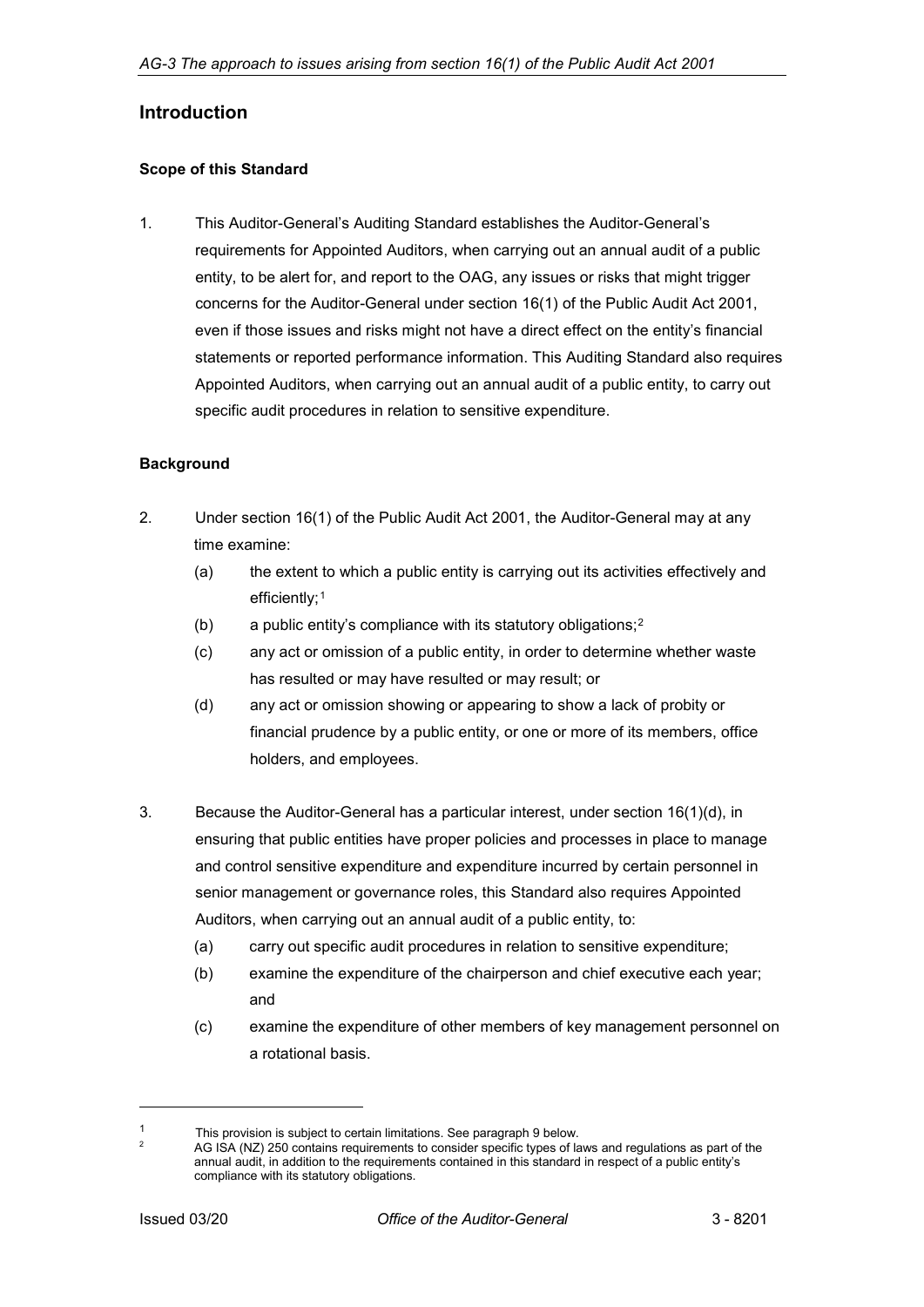## Introduction

### Scope of this Standard

1. This Auditor-General's Auditing Standard establishes the Auditor-General's requirements for Appointed Auditors, when carrying out an annual audit of a public entity, to be alert for, and report to the OAG, any issues or risks that might trigger concerns for the Auditor-General under section 16(1) of the Public Audit Act 2001, even if those issues and risks might not have a direct effect on the entity's financial statements or reported performance information. This Auditing Standard also requires Appointed Auditors, when carrying out an annual audit of a public entity, to carry out specific audit procedures in relation to sensitive expenditure.

### Background

2. Under section 16(1) of the Public Audit Act 2001, the Auditor-General may at any time examine:
   - (a) the extent to which a public entity is carrying out its activities effectively and efficiently;[1]
   - (b) a public entity's compliance with its statutory obligations;[2]
   - (c) any act or omission of a public entity, in order to determine whether waste has resulted or may have resulted or may result; or
   - (d) any act or omission showing or appearing to show a lack of probity or financial prudence by a public entity, or one or more of its members, office holders, and employees.

3. Because the Auditor-General has a particular interest, under section 16(1)(d), in ensuring that public entities have proper policies and processes in place to manage and control sensitive expenditure and expenditure incurred by certain personnel in senior management or governance roles, this Standard also requires Appointed Auditors, when carrying out an annual audit of a public entity, to:
   - (a) carry out specific audit procedures in relation to sensitive expenditure;
   - (b) examine the expenditure of the chairperson and chief executive each year; and
   - (c) examine the expenditure of other members of key management personnel on a rotational basis.

---

[1] This provision is subject to certain limitations. See paragraph 9 below.

[2] AG ISA (NZ) 250 contains requirements to consider specific types of laws and regulations as part of the annual audit, in addition to the requirements contained in this standard in respect of a public entity's compliance with its statutory obligations.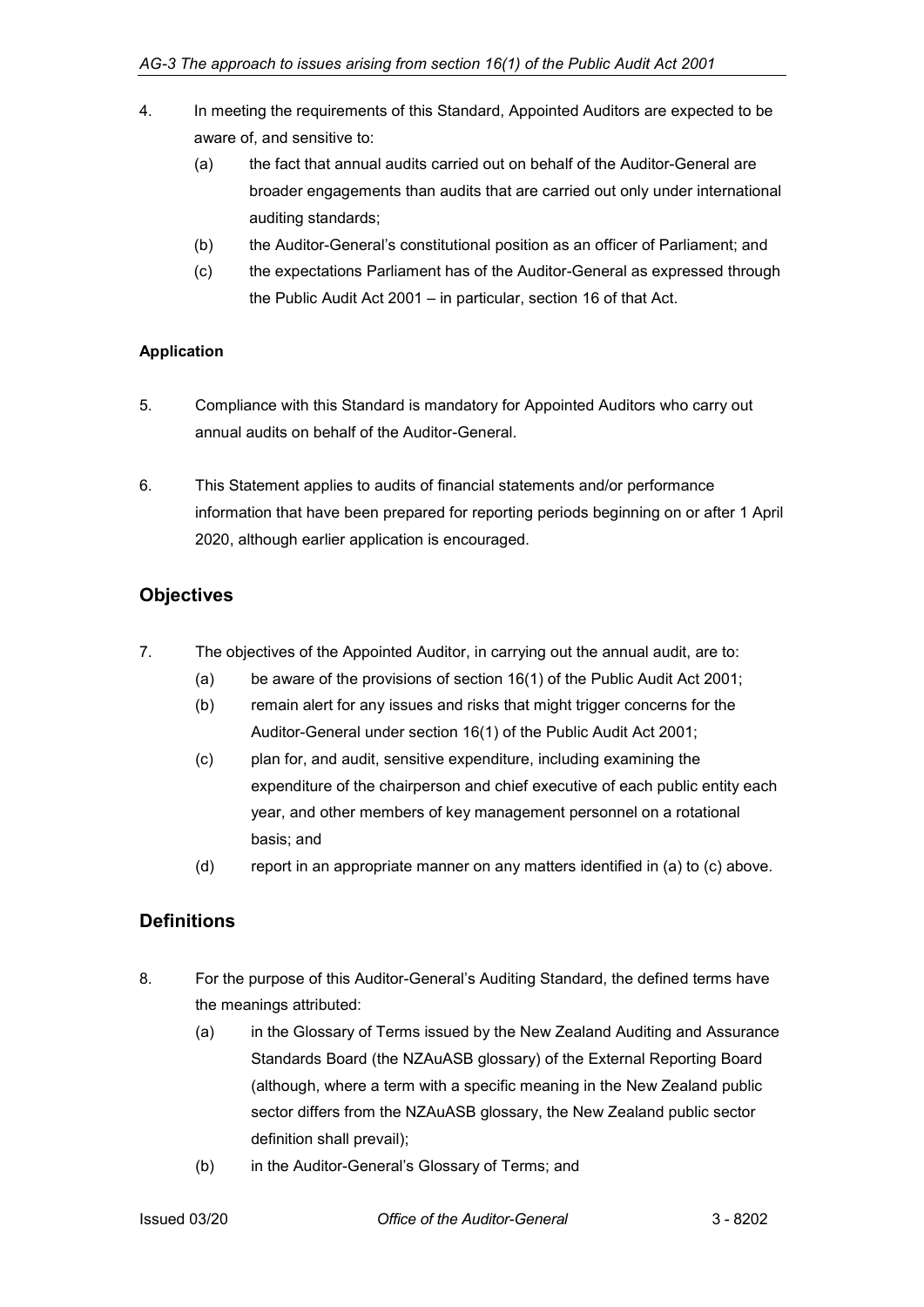4. In meeting the requirements of this Standard, Appointed Auditors are expected to be aware of, and sensitive to:
   (a) the fact that annual audits carried out on behalf of the Auditor-General are broader engagements than audits that are carried out only under international auditing standards;
   (b) the Auditor-General's constitutional position as an officer of Parliament; and
   (c) the expectations Parliament has of the Auditor-General as expressed through the Public Audit Act 2001 – in particular, section 16 of that Act.

**Application**

5. Compliance with this Standard is mandatory for Appointed Auditors who carry out annual audits on behalf of the Auditor-General.

6. This Statement applies to audits of financial statements and/or performance information that have been prepared for reporting periods beginning on or after 1 April 2020, although earlier application is encouraged.

## Objectives

7. The objectives of the Appointed Auditor, in carrying out the annual audit, are to:
   (a) be aware of the provisions of section 16(1) of the Public Audit Act 2001;
   (b) remain alert for any issues and risks that might trigger concerns for the Auditor-General under section 16(1) of the Public Audit Act 2001;
   (c) plan for, and audit, sensitive expenditure, including examining the expenditure of the chairperson and chief executive of each public entity each year, and other members of key management personnel on a rotational basis; and
   (d) report in an appropriate manner on any matters identified in (a) to (c) above.

## Definitions

8. For the purpose of this Auditor-General's Auditing Standard, the defined terms have the meanings attributed:
   (a) in the Glossary of Terms issued by the New Zealand Auditing and Assurance Standards Board (the NZAuASB glossary) of the External Reporting Board (although, where a term with a specific meaning in the New Zealand public sector differs from the NZAuASB glossary, the New Zealand public sector definition shall prevail);
   (b) in the Auditor-General's Glossary of Terms; and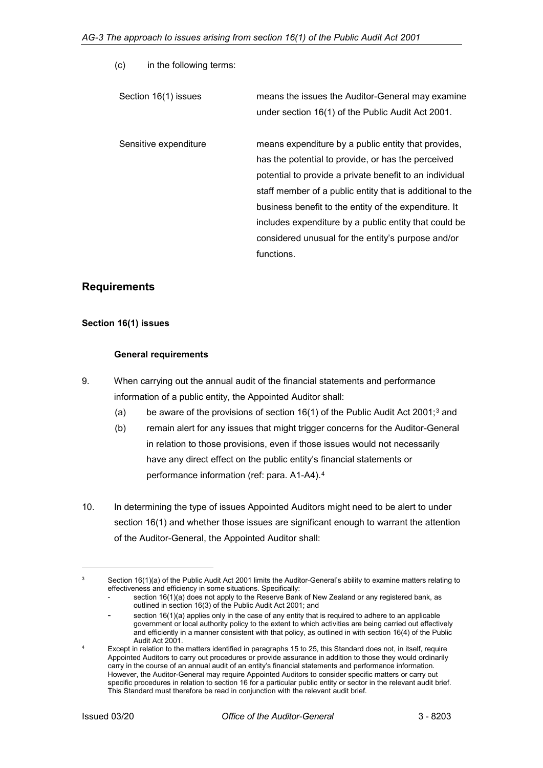(c) in the following terms:

| | |
|---|---|
| Section 16(1) issues | means the issues the Auditor-General may examine under section 16(1) of the Public Audit Act 2001. |
| Sensitive expenditure | means expenditure by a public entity that provides, has the potential to provide, or has the perceived potential to provide a private benefit to an individual staff member of a public entity that is additional to the business benefit to the entity of the expenditure. It includes expenditure by a public entity that could be considered unusual for the entity's purpose and/or functions. |

## Requirements

### Section 16(1) issues

#### General requirements

9. When carrying out the annual audit of the financial statements and performance information of a public entity, the Appointed Auditor shall:
   (a) be aware of the provisions of section 16(1) of the Public Audit Act 2001;[3] and
   (b) remain alert for any issues that might trigger concerns for the Auditor-General in relation to those provisions, even if those issues would not necessarily have any direct effect on the public entity's financial statements or performance information (ref: para. A1-A4).[4]

10. In determining the type of issues Appointed Auditors might need to be alert to under section 16(1) and whether those issues are significant enough to warrant the attention of the Auditor-General, the Appointed Auditor shall:

---

[3] Section 16(1)(a) of the Public Audit Act 2001 limits the Auditor-General's ability to examine matters relating to effectiveness and efficiency in some situations. Specifically:
- section 16(1)(a) does not apply to the Reserve Bank of New Zealand or any registered bank, as outlined in section 16(3) of the Public Audit Act 2001; and
- section 16(1)(a) applies only in the case of any entity that is required to adhere to an applicable government or local authority policy to the extent to which activities are being carried out effectively and efficiently in a manner consistent with that policy, as outlined in with section 16(4) of the Public Audit Act 2001.

[4] Except in relation to the matters identified in paragraphs 15 to 25, this Standard does not, in itself, require Appointed Auditors to carry out procedures or provide assurance in addition to those they would ordinarily carry in the course of an annual audit of an entity's financial statements and performance information. However, the Auditor-General may require Appointed Auditors to consider specific matters or carry out specific procedures in relation to section 16 for a particular public entity or sector in the relevant audit brief. This Standard must therefore be read in conjunction with the relevant audit brief.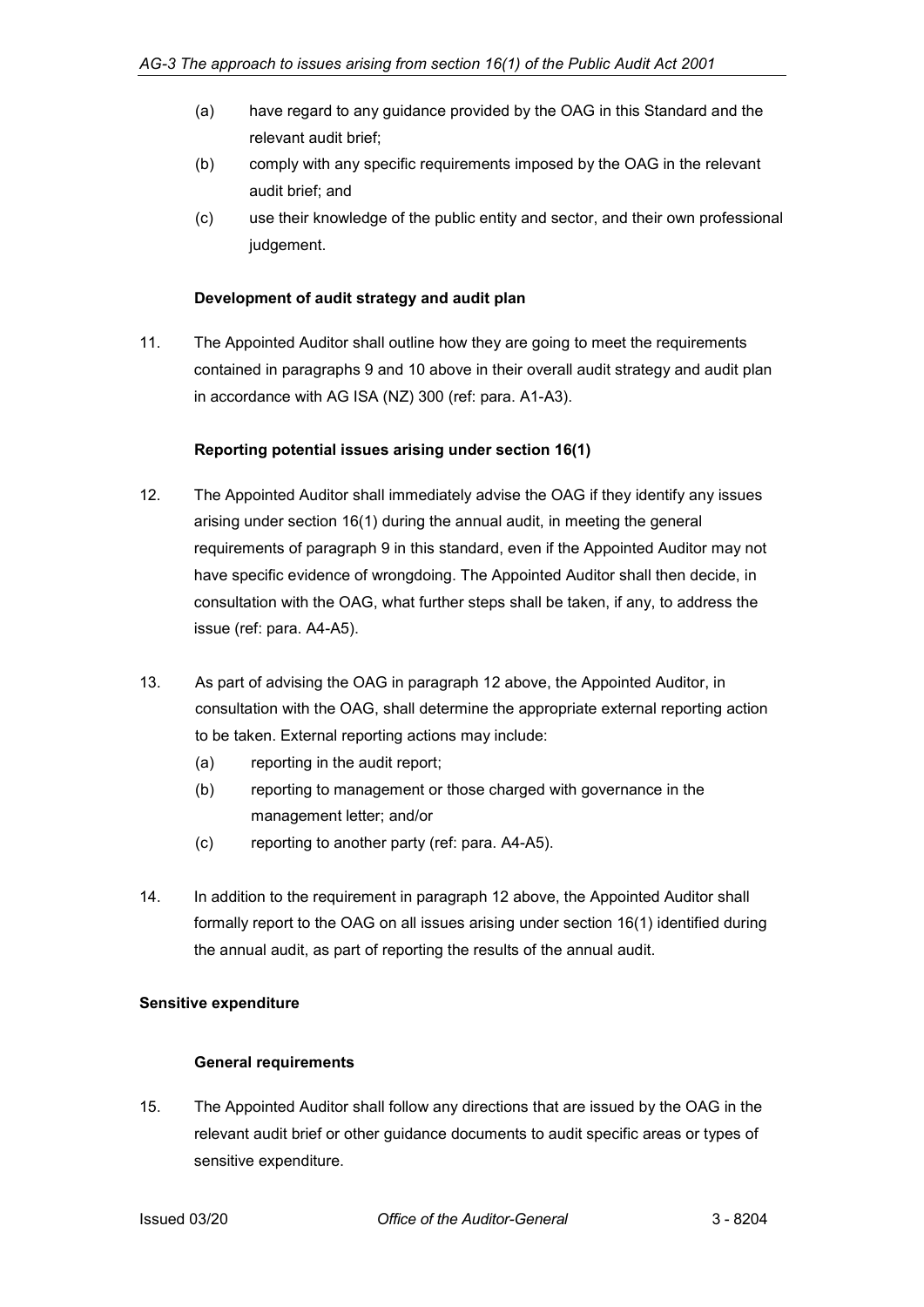(a) have regard to any guidance provided by the OAG in this Standard and the relevant audit brief;

(b) comply with any specific requirements imposed by the OAG in the relevant audit brief; and

(c) use their knowledge of the public entity and sector, and their own professional judgement.

**Development of audit strategy and audit plan**

11. The Appointed Auditor shall outline how they are going to meet the requirements contained in paragraphs 9 and 10 above in their overall audit strategy and audit plan in accordance with AG ISA (NZ) 300 (ref: para. A1-A3).

**Reporting potential issues arising under section 16(1)**

12. The Appointed Auditor shall immediately advise the OAG if they identify any issues arising under section 16(1) during the annual audit, in meeting the general requirements of paragraph 9 in this standard, even if the Appointed Auditor may not have specific evidence of wrongdoing. The Appointed Auditor shall then decide, in consultation with the OAG, what further steps shall be taken, if any, to address the issue (ref: para. A4-A5).

13. As part of advising the OAG in paragraph 12 above, the Appointed Auditor, in consultation with the OAG, shall determine the appropriate external reporting action to be taken. External reporting actions may include:

    (a) reporting in the audit report;

    (b) reporting to management or those charged with governance in the management letter; and/or

    (c) reporting to another party (ref: para. A4-A5).

14. In addition to the requirement in paragraph 12 above, the Appointed Auditor shall formally report to the OAG on all issues arising under section 16(1) identified during the annual audit, as part of reporting the results of the annual audit.

## Sensitive expenditure

**General requirements**

15. The Appointed Auditor shall follow any directions that are issued by the OAG in the relevant audit brief or other guidance documents to audit specific areas or types of sensitive expenditure.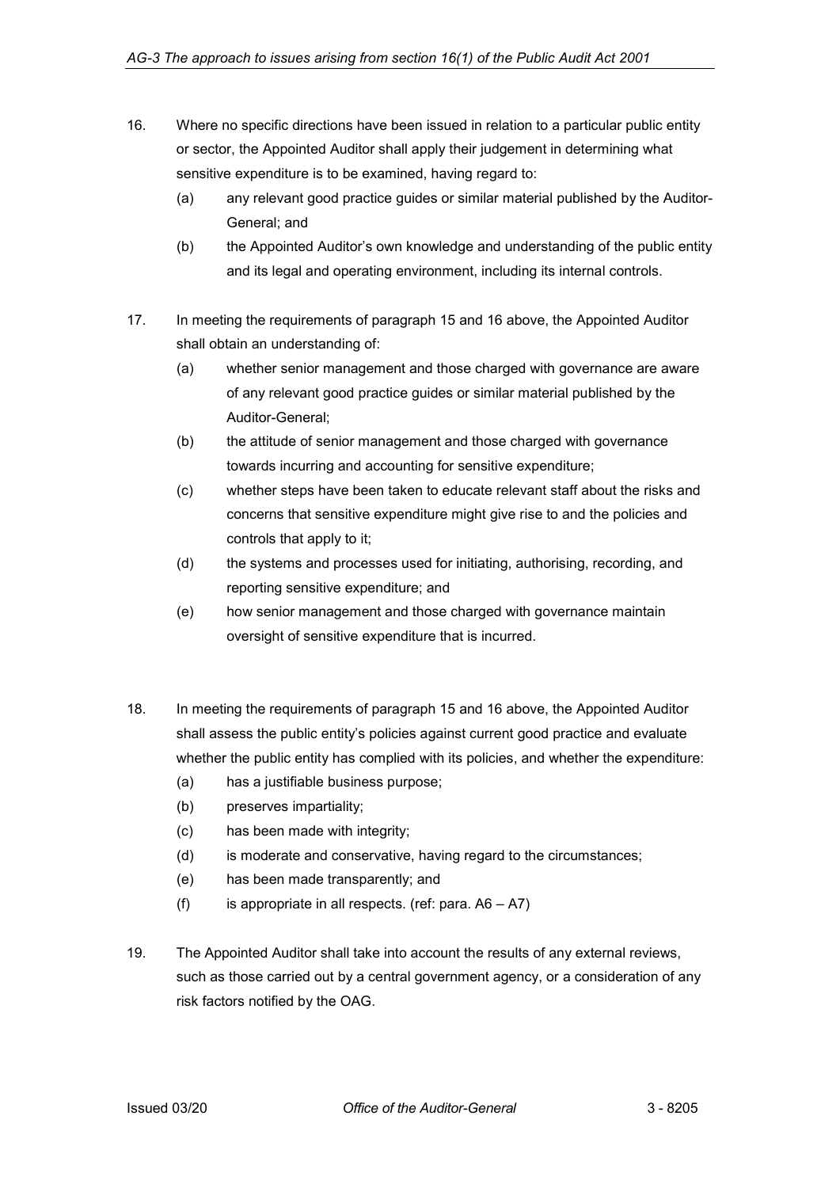16. Where no specific directions have been issued in relation to a particular public entity or sector, the Appointed Auditor shall apply their judgement in determining what sensitive expenditure is to be examined, having regard to:
    (a) any relevant good practice guides or similar material published by the Auditor-General; and
    (b) the Appointed Auditor's own knowledge and understanding of the public entity and its legal and operating environment, including its internal controls.

17. In meeting the requirements of paragraph 15 and 16 above, the Appointed Auditor shall obtain an understanding of:
    (a) whether senior management and those charged with governance are aware of any relevant good practice guides or similar material published by the Auditor-General;
    (b) the attitude of senior management and those charged with governance towards incurring and accounting for sensitive expenditure;
    (c) whether steps have been taken to educate relevant staff about the risks and concerns that sensitive expenditure might give rise to and the policies and controls that apply to it;
    (d) the systems and processes used for initiating, authorising, recording, and reporting sensitive expenditure; and
    (e) how senior management and those charged with governance maintain oversight of sensitive expenditure that is incurred.

18. In meeting the requirements of paragraph 15 and 16 above, the Appointed Auditor shall assess the public entity's policies against current good practice and evaluate whether the public entity has complied with its policies, and whether the expenditure:
    (a) has a justifiable business purpose;
    (b) preserves impartiality;
    (c) has been made with integrity;
    (d) is moderate and conservative, having regard to the circumstances;
    (e) has been made transparently; and
    (f) is appropriate in all respects. (ref: para. A6 – A7)

19. The Appointed Auditor shall take into account the results of any external reviews, such as those carried out by a central government agency, or a consideration of any risk factors notified by the OAG.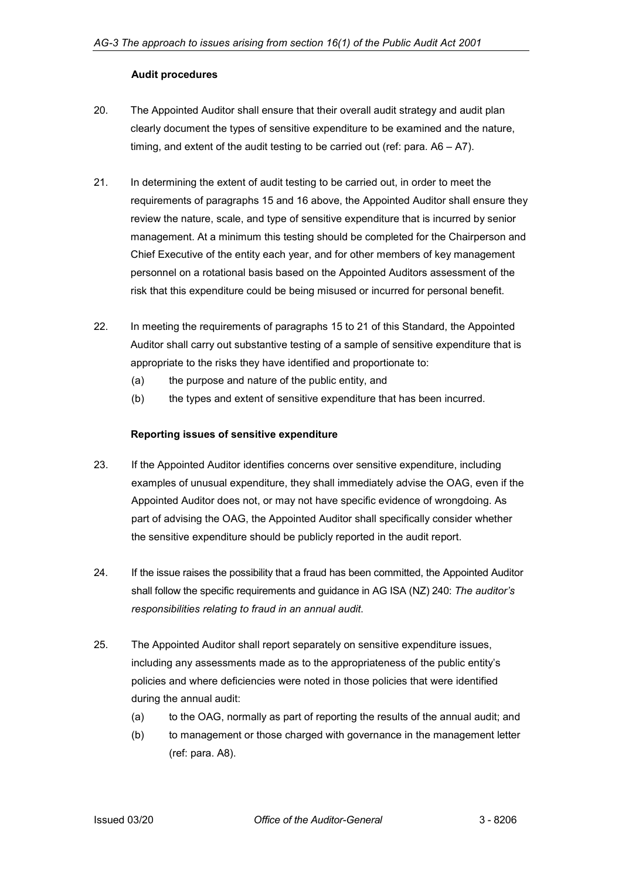### Audit procedures

20. The Appointed Auditor shall ensure that their overall audit strategy and audit plan clearly document the types of sensitive expenditure to be examined and the nature, timing, and extent of the audit testing to be carried out (ref: para. A6 – A7).

21. In determining the extent of audit testing to be carried out, in order to meet the requirements of paragraphs 15 and 16 above, the Appointed Auditor shall ensure they review the nature, scale, and type of sensitive expenditure that is incurred by senior management. At a minimum this testing should be completed for the Chairperson and Chief Executive of the entity each year, and for other members of key management personnel on a rotational basis based on the Appointed Auditors assessment of the risk that this expenditure could be being misused or incurred for personal benefit.

22. In meeting the requirements of paragraphs 15 to 21 of this Standard, the Appointed Auditor shall carry out substantive testing of a sample of sensitive expenditure that is appropriate to the risks they have identified and proportionate to:
    - (a) the purpose and nature of the public entity, and
    - (b) the types and extent of sensitive expenditure that has been incurred.

### Reporting issues of sensitive expenditure

23. If the Appointed Auditor identifies concerns over sensitive expenditure, including examples of unusual expenditure, they shall immediately advise the OAG, even if the Appointed Auditor does not, or may not have specific evidence of wrongdoing. As part of advising the OAG, the Appointed Auditor shall specifically consider whether the sensitive expenditure should be publicly reported in the audit report.

24. If the issue raises the possibility that a fraud has been committed, the Appointed Auditor shall follow the specific requirements and guidance in AG ISA (NZ) 240: *The auditor's responsibilities relating to fraud in an annual audit*.

25. The Appointed Auditor shall report separately on sensitive expenditure issues, including any assessments made as to the appropriateness of the public entity's policies and where deficiencies were noted in those policies that were identified during the annual audit:
    - (a) to the OAG, normally as part of reporting the results of the annual audit; and
    - (b) to management or those charged with governance in the management letter (ref: para. A8).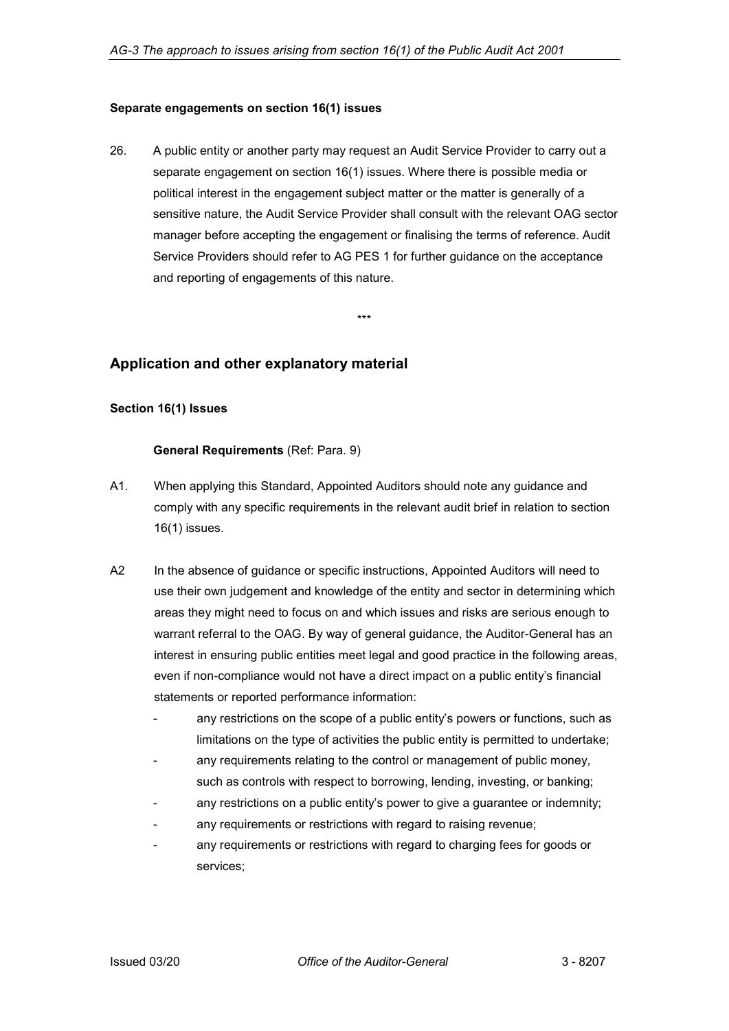### Separate engagements on section 16(1) issues

26. A public entity or another party may request an Audit Service Provider to carry out a separate engagement on section 16(1) issues. Where there is possible media or political interest in the engagement subject matter or the matter is generally of a sensitive nature, the Audit Service Provider shall consult with the relevant OAG sector manager before accepting the engagement or finalising the terms of reference. Audit Service Providers should refer to AG PES 1 for further guidance on the acceptance and reporting of engagements of this nature.

\*\*\*

## Application and other explanatory material

### Section 16(1) Issues

#### General Requirements (Ref: Para. 9)

A1. When applying this Standard, Appointed Auditors should note any guidance and comply with any specific requirements in the relevant audit brief in relation to section 16(1) issues.

A2 In the absence of guidance or specific instructions, Appointed Auditors will need to use their own judgement and knowledge of the entity and sector in determining which areas they might need to focus on and which issues and risks are serious enough to warrant referral to the OAG. By way of general guidance, the Auditor-General has an interest in ensuring public entities meet legal and good practice in the following areas, even if non-compliance would not have a direct impact on a public entity's financial statements or reported performance information:

- any restrictions on the scope of a public entity's powers or functions, such as limitations on the type of activities the public entity is permitted to undertake;
- any requirements relating to the control or management of public money, such as controls with respect to borrowing, lending, investing, or banking;
- any restrictions on a public entity's power to give a guarantee or indemnity;
- any requirements or restrictions with regard to raising revenue;
- any requirements or restrictions with regard to charging fees for goods or services;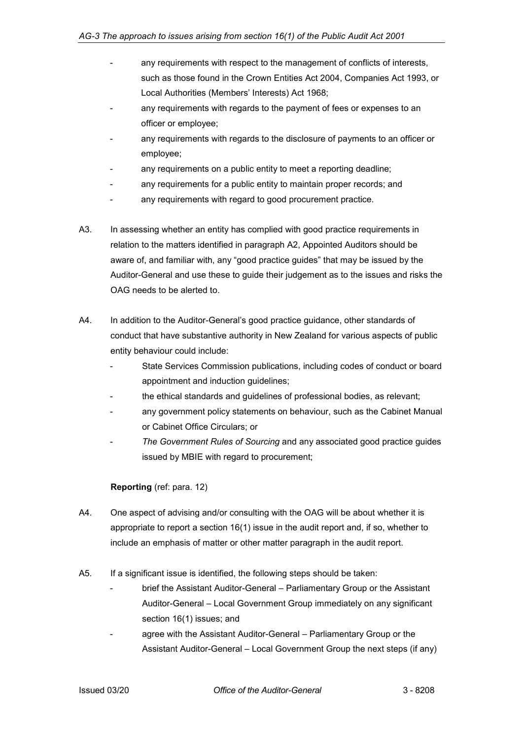- any requirements with respect to the management of conflicts of interests, such as those found in the Crown Entities Act 2004, Companies Act 1993, or Local Authorities (Members' Interests) Act 1968;
- any requirements with regards to the payment of fees or expenses to an officer or employee;
- any requirements with regards to the disclosure of payments to an officer or employee;
- any requirements on a public entity to meet a reporting deadline;
- any requirements for a public entity to maintain proper records; and
- any requirements with regard to good procurement practice.

A3. In assessing whether an entity has complied with good practice requirements in relation to the matters identified in paragraph A2, Appointed Auditors should be aware of, and familiar with, any "good practice guides" that may be issued by the Auditor-General and use these to guide their judgement as to the issues and risks the OAG needs to be alerted to.

A4. In addition to the Auditor-General's good practice guidance, other standards of conduct that have substantive authority in New Zealand for various aspects of public entity behaviour could include:

- State Services Commission publications, including codes of conduct or board appointment and induction guidelines;
- the ethical standards and guidelines of professional bodies, as relevant;
- any government policy statements on behaviour, such as the Cabinet Manual or Cabinet Office Circulars; or
- *The Government Rules of Sourcing* and any associated good practice guides issued by MBIE with regard to procurement;

**Reporting** (ref: para. 12)

A4. One aspect of advising and/or consulting with the OAG will be about whether it is appropriate to report a section 16(1) issue in the audit report and, if so, whether to include an emphasis of matter or other matter paragraph in the audit report.

A5. If a significant issue is identified, the following steps should be taken:

- brief the Assistant Auditor-General – Parliamentary Group or the Assistant Auditor-General – Local Government Group immediately on any significant section 16(1) issues; and
- agree with the Assistant Auditor-General – Parliamentary Group or the Assistant Auditor-General – Local Government Group the next steps (if any)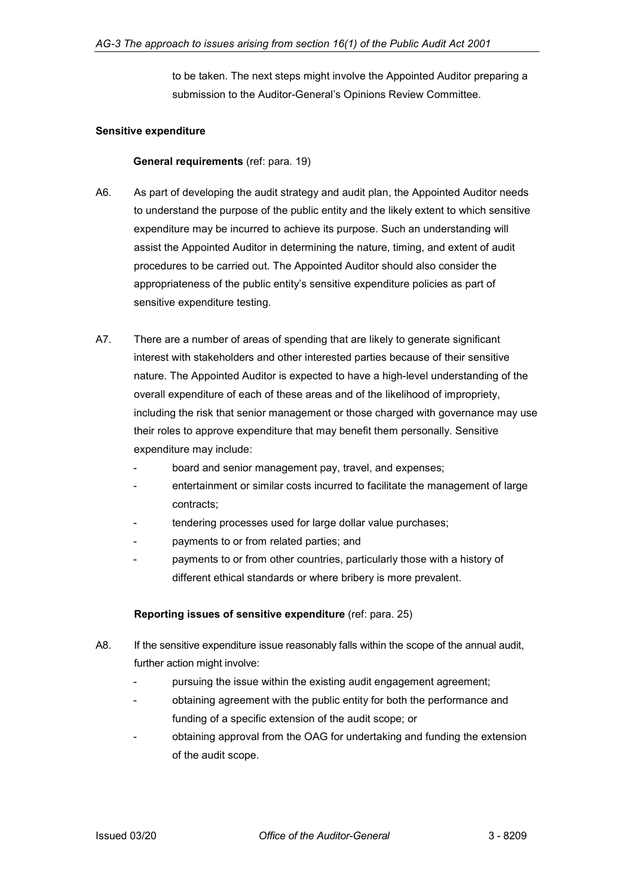to be taken. The next steps might involve the Appointed Auditor preparing a submission to the Auditor-General's Opinions Review Committee.

**Sensitive expenditure**

**General requirements** (ref: para. 19)

A6. As part of developing the audit strategy and audit plan, the Appointed Auditor needs to understand the purpose of the public entity and the likely extent to which sensitive expenditure may be incurred to achieve its purpose. Such an understanding will assist the Appointed Auditor in determining the nature, timing, and extent of audit procedures to be carried out. The Appointed Auditor should also consider the appropriateness of the public entity's sensitive expenditure policies as part of sensitive expenditure testing.

A7. There are a number of areas of spending that are likely to generate significant interest with stakeholders and other interested parties because of their sensitive nature. The Appointed Auditor is expected to have a high-level understanding of the overall expenditure of each of these areas and of the likelihood of impropriety, including the risk that senior management or those charged with governance may use their roles to approve expenditure that may benefit them personally. Sensitive expenditure may include:

- board and senior management pay, travel, and expenses;
- entertainment or similar costs incurred to facilitate the management of large contracts;
- tendering processes used for large dollar value purchases;
- payments to or from related parties; and
- payments to or from other countries, particularly those with a history of different ethical standards or where bribery is more prevalent.

**Reporting issues of sensitive expenditure** (ref: para. 25)

A8. If the sensitive expenditure issue reasonably falls within the scope of the annual audit, further action might involve:

- pursuing the issue within the existing audit engagement agreement;
- obtaining agreement with the public entity for both the performance and funding of a specific extension of the audit scope; or
- obtaining approval from the OAG for undertaking and funding the extension of the audit scope.